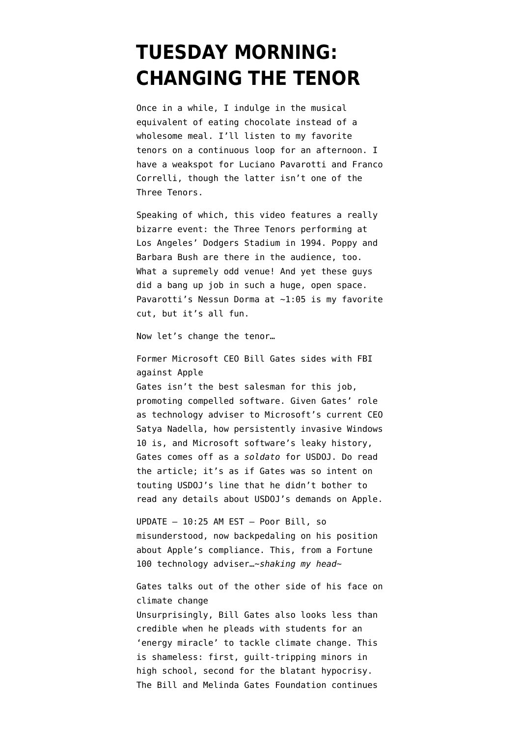# TUESDAY MORNING: CHANGING THE TENOR

Once in a while, I indulge in the musical equivalent of eating chocolate instead of a wholesome meal. I'll listen to my favorite tenors on a continuous loop for an afternoon. I have a weakspot for Luciano Pavarotti and Franco Correlli, though the latter isn't one of the Three Tenors.

Speaking of which, this video features a really bizarre event: the Three Tenors performing at Los Angeles' Dodgers Stadium in 1994. Poppy and Barbara Bush are there in the audience, too. What a supremely odd venue! And yet these guys did a bang up job in such a huge, open space. Pavarotti's Nessun Dorma at ~1:05 is my favorite cut, but it's all fun.

Now let's change the tenor…

Former Microsoft CEO Bill Gates sides with FBI against Apple
Gates isn't the best salesman for this job, promoting compelled software. Given Gates' role as technology adviser to Microsoft's current CEO Satya Nadella, how persistently invasive Windows 10 is, and Microsoft software's leaky history, Gates comes off as a *soldato* for USDOJ. Do read the article; it's as if Gates was so intent on touting USDOJ's line that he didn't bother to read any details about USDOJ's demands on Apple.

UPDATE — 10:25 AM EST — Poor Bill, so misunderstood, now backpedaling on his position about Apple's compliance. This, from a Fortune 100 technology adviser…*~shaking my head~*

Gates talks out of the other side of his face on climate change
Unsurprisingly, Bill Gates also looks less than credible when he pleads with students for an 'energy miracle' to tackle climate change. This is shameless: first, guilt-tripping minors in high school, second for the blatant hypocrisy. The Bill and Melinda Gates Foundation continues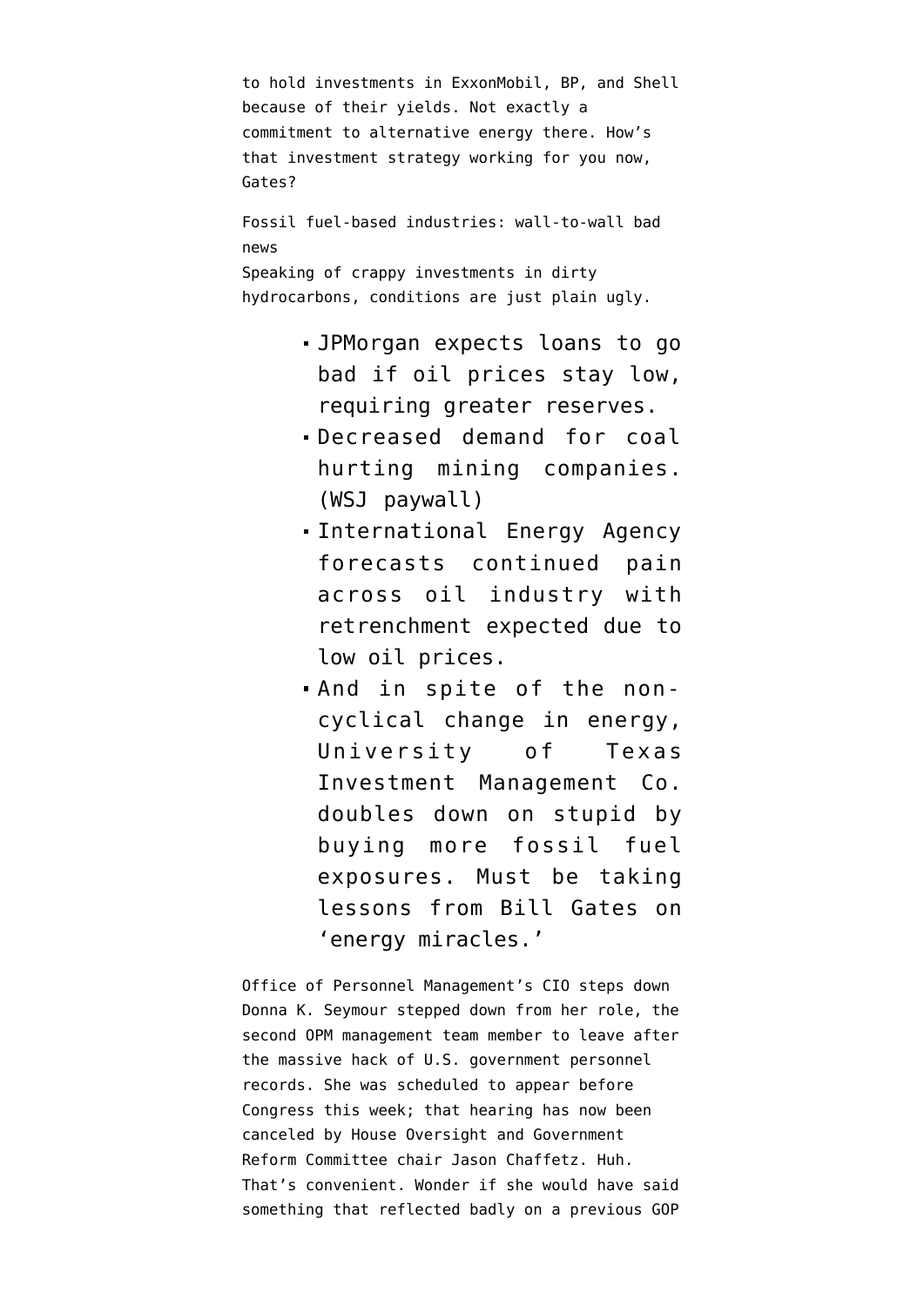to hold investments in ExxonMobil, BP, and Shell because of their yields. Not exactly a commitment to alternative energy there. How's that investment strategy working for you now, Gates?

**Fossil fuel-based industries: wall-to-wall bad news**
Speaking of crappy investments in dirty hydrocarbons, conditions are just plain ugly.

- JPMorgan expects loans to go bad if oil prices stay low, requiring greater reserves.
- Decreased demand for coal hurting mining companies. (WSJ paywall)
- International Energy Agency forecasts continued pain across oil industry with retrenchment expected due to low oil prices.
- And in spite of the non-cyclical change in energy, University of Texas Investment Management Co. doubles down on stupid by buying more fossil fuel exposures. Must be taking lessons from Bill Gates on 'energy miracles.'

**Office of Personnel Management's CIO steps down**
Donna K. Seymour stepped down from her role, the second OPM management team member to leave after the massive hack of U.S. government personnel records. She was scheduled to appear before Congress this week; that hearing has now been canceled by House Oversight and Government Reform Committee chair Jason Chaffetz. Huh. That's convenient. Wonder if she would have said something that reflected badly on a previous GOP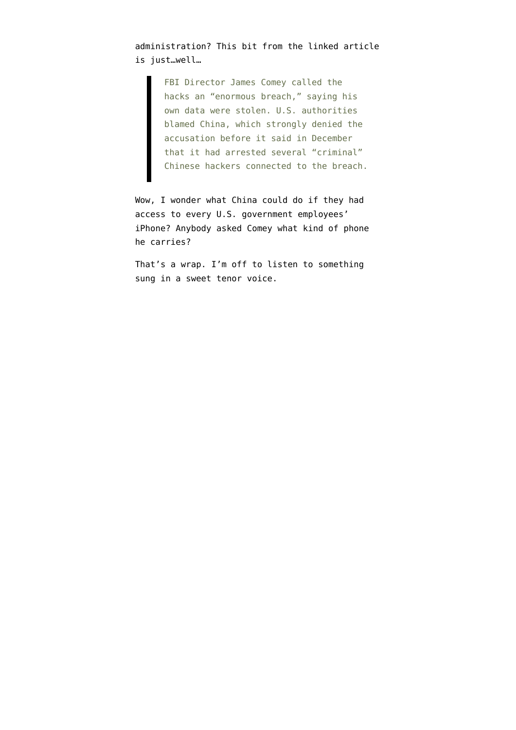administration? This bit from the linked article is just…well…

> FBI Director James Comey called the hacks an “enormous breach,” saying his own data were stolen. U.S. authorities blamed China, which strongly denied the accusation before it said in December that it had arrested several “criminal” Chinese hackers connected to the breach.

Wow, I wonder what China could do if they had access to every U.S. government employees’ iPhone? Anybody asked Comey what kind of phone he carries?

That’s a wrap. I’m off to listen to something sung in a sweet tenor voice.